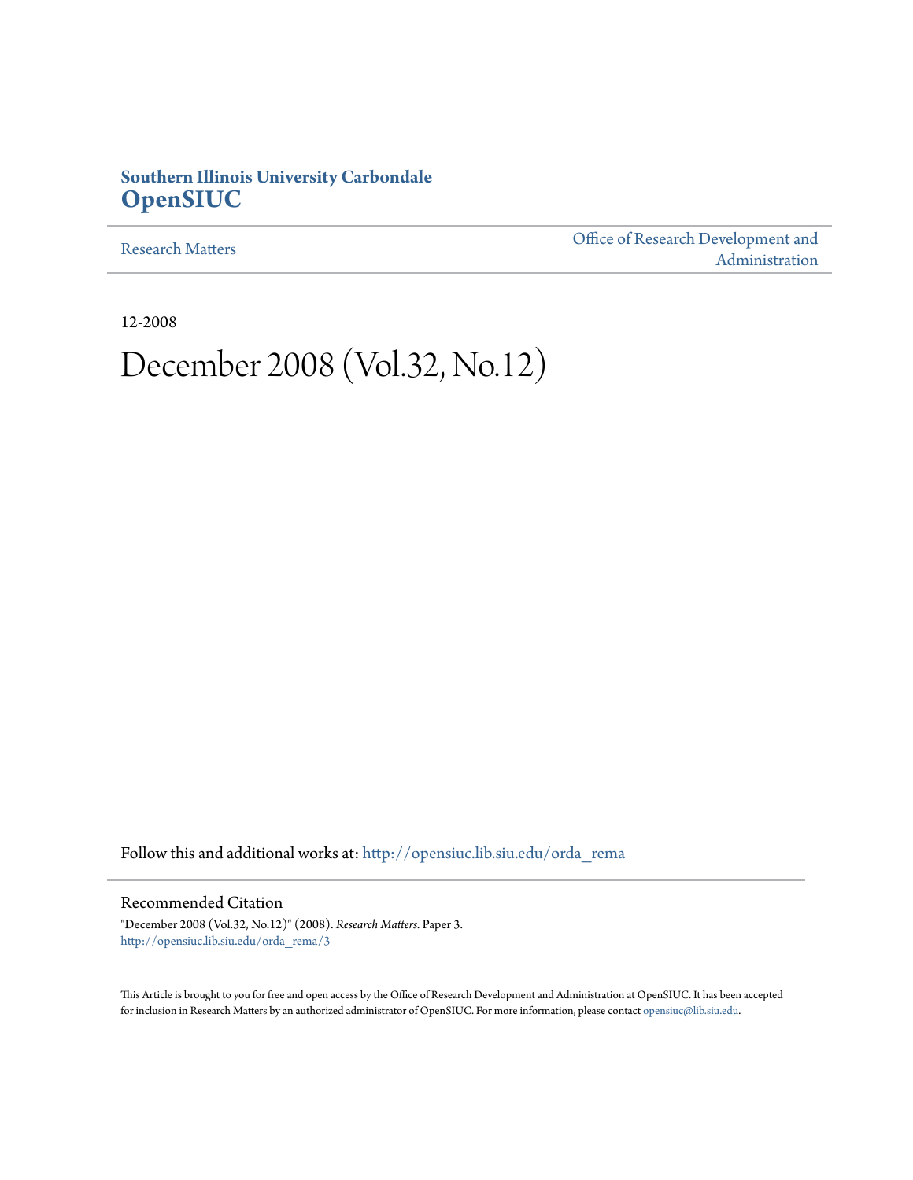**Southern Illinois University Carbondale**
**OpenSIUC**

Research Matters | Office of Research Development and Administration

12-2008

# December 2008 (Vol.32, No.12)

Follow this and additional works at: http://opensiuc.lib.siu.edu/orda_rema

## Recommended Citation

"December 2008 (Vol.32, No.12)" (2008). *Research Matters.* Paper 3.
http://opensiuc.lib.siu.edu/orda_rema/3

This Article is brought to you for free and open access by the Office of Research Development and Administration at OpenSIUC. It has been accepted for inclusion in Research Matters by an authorized administrator of OpenSIUC. For more information, please contact opensiuc@lib.siu.edu.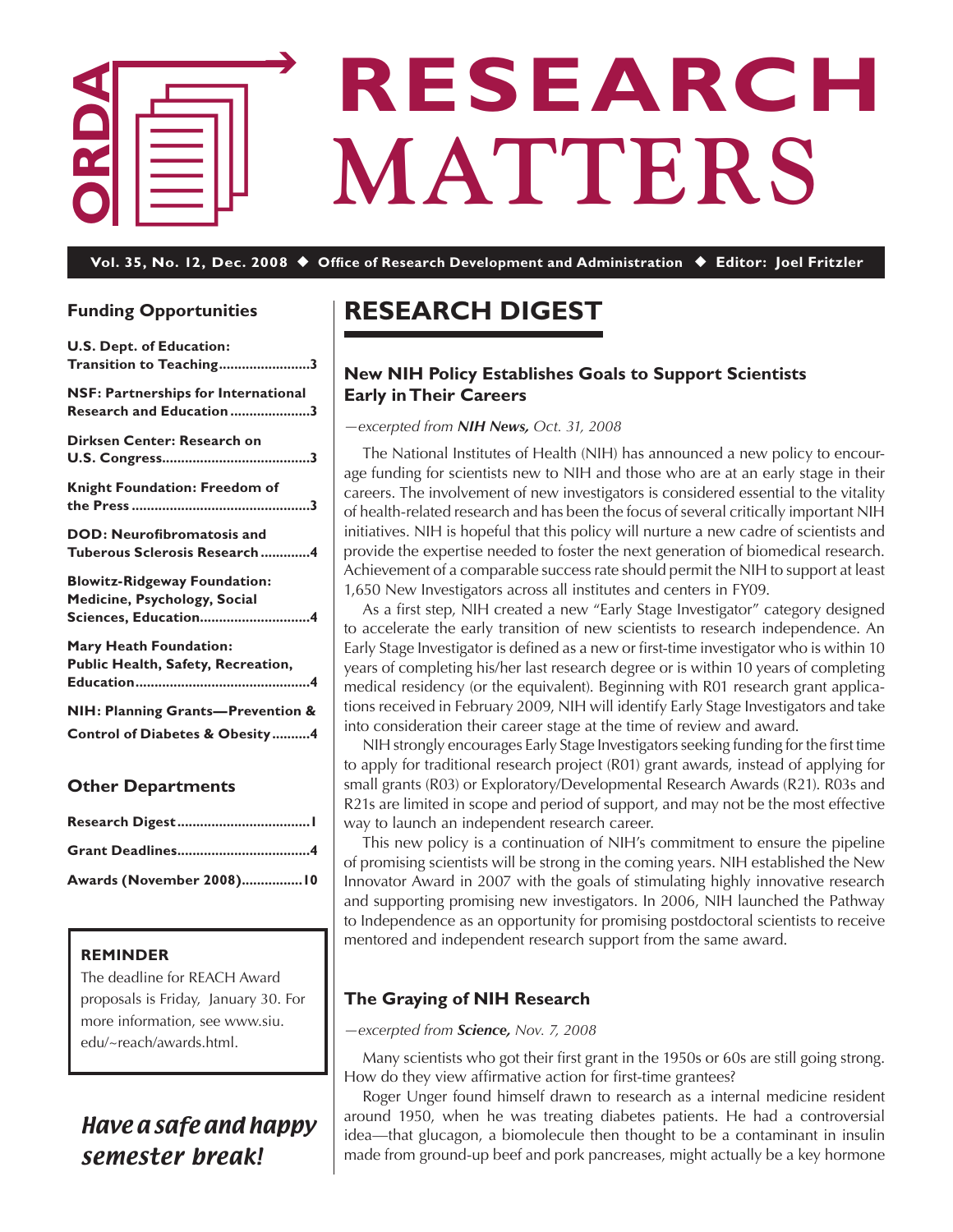# RESEARCH MATTERS

**Vol. 35, No. 12, Dec. 2008 ◆ Office of Research Development and Administration ◆ Editor: Joel Fritzler**

## Funding Opportunities

**U.S. Dept. of Education: Transition to Teaching........................3**

**NSF: Partnerships for International Research and Education.....................3**

**Dirksen Center: Research on U.S. Congress.......................................3**

**Knight Foundation: Freedom of the Press...............................................3**

**DOD: Neurofibromatosis and Tuberous Sclerosis Research............4**

**Blowitz-Ridgeway Foundation: Medicine, Psychology, Social Sciences, Education............................4**

**Mary Heath Foundation: Public Health, Safety, Recreation, Education.............................................4**

**NIH: Planning Grants—Prevention & Control of Diabetes & Obesity..........4**

## Other Departments

**Research Digest..................................1**

**Grant Deadlines..................................4**

**Awards (November 2008)................10**

**REMINDER**

The deadline for REACH Award proposals is Friday, January 30. For more information, see www.siu.edu/~reach/awards.html.

*Have a safe and happy semester break!*

## RESEARCH DIGEST

### New NIH Policy Establishes Goals to Support Scientists Early in Their Careers

*—excerpted from **NIH News,** Oct. 31, 2008*

The National Institutes of Health (NIH) has announced a new policy to encourage funding for scientists new to NIH and those who are at an early stage in their careers. The involvement of new investigators is considered essential to the vitality of health-related research and has been the focus of several critically important NIH initiatives. NIH is hopeful that this policy will nurture a new cadre of scientists and provide the expertise needed to foster the next generation of biomedical research. Achievement of a comparable success rate should permit the NIH to support at least 1,650 New Investigators across all institutes and centers in FY09.

As a first step, NIH created a new "Early Stage Investigator" category designed to accelerate the early transition of new scientists to research independence. An Early Stage Investigator is defined as a new or first-time investigator who is within 10 years of completing his/her last research degree or is within 10 years of completing medical residency (or the equivalent). Beginning with R01 research grant applications received in February 2009, NIH will identify Early Stage Investigators and take into consideration their career stage at the time of review and award.

NIH strongly encourages Early Stage Investigators seeking funding for the first time to apply for traditional research project (R01) grant awards, instead of applying for small grants (R03) or Exploratory/Developmental Research Awards (R21). R03s and R21s are limited in scope and period of support, and may not be the most effective way to launch an independent research career.

This new policy is a continuation of NIH's commitment to ensure the pipeline of promising scientists will be strong in the coming years. NIH established the New Innovator Award in 2007 with the goals of stimulating highly innovative research and supporting promising new investigators. In 2006, NIH launched the Pathway to Independence as an opportunity for promising postdoctoral scientists to receive mentored and independent research support from the same award.

### The Graying of NIH Research

*—excerpted from **Science,** Nov. 7, 2008*

Many scientists who got their first grant in the 1950s or 60s are still going strong. How do they view affirmative action for first-time grantees?

Roger Unger found himself drawn to research as a internal medicine resident around 1950, when he was treating diabetes patients. He had a controversial idea—that glucagon, a biomolecule then thought to be a contaminant in insulin made from ground-up beef and pork pancreases, might actually be a key hormone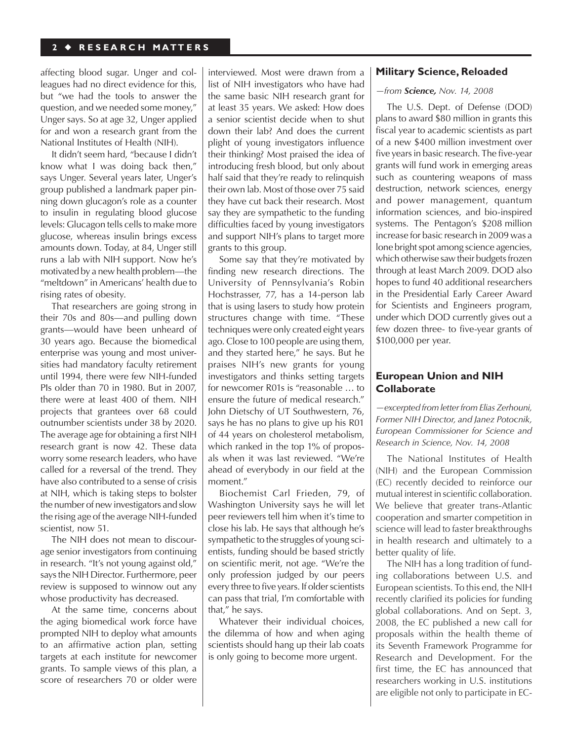affecting blood sugar. Unger and colleagues had no direct evidence for this, but "we had the tools to answer the question, and we needed some money," Unger says. So at age 32, Unger applied for and won a research grant from the National Institutes of Health (NIH).

It didn't seem hard, "because I didn't know what I was doing back then," says Unger. Several years later, Unger's group published a landmark paper pinning down glucagon's role as a counter to insulin in regulating blood glucose levels: Glucagon tells cells to make more glucose, whereas insulin brings excess amounts down. Today, at 84, Unger still runs a lab with NIH support. Now he's motivated by a new health problem—the "meltdown" in Americans' health due to rising rates of obesity.

That researchers are going strong in their 70s and 80s—and pulling down grants—would have been unheard of 30 years ago. Because the biomedical enterprise was young and most universities had mandatory faculty retirement until 1994, there were few NIH-funded PIs older than 70 in 1980. But in 2007, there were at least 400 of them. NIH projects that grantees over 68 could outnumber scientists under 38 by 2020. The average age for obtaining a first NIH research grant is now 42. These data worry some research leaders, who have called for a reversal of the trend. They have also contributed to a sense of crisis at NIH, which is taking steps to bolster the number of new investigators and slow the rising age of the average NIH-funded scientist, now 51.

The NIH does not mean to discourage senior investigators from continuing in research. "It's not young against old," says the NIH Director. Furthermore, peer review is supposed to winnow out any whose productivity has decreased.

At the same time, concerns about the aging biomedical work force have prompted NIH to deploy what amounts to an affirmative action plan, setting targets at each institute for newcomer grants. To sample views of this plan, a score of researchers 70 or older were interviewed. Most were drawn from a list of NIH investigators who have had the same basic NIH research grant for at least 35 years. We asked: How does a senior scientist decide when to shut down their lab? And does the current plight of young investigators influence their thinking? Most praised the idea of introducing fresh blood, but only about half said that they're ready to relinquish their own lab. Most of those over 75 said they have cut back their research. Most say they are sympathetic to the funding difficulties faced by young investigators and support NIH's plans to target more grants to this group.

Some say that they're motivated by finding new research directions. The University of Pennsylvania's Robin Hochstrasser, 77, has a 14-person lab that is using lasers to study how protein structures change with time. "These techniques were only created eight years ago. Close to 100 people are using them, and they started here," he says. But he praises NIH's new grants for young investigators and thinks setting targets for newcomer R01s is "reasonable … to ensure the future of medical research." John Dietschy of UT Southwestern, 76, says he has no plans to give up his R01 of 44 years on cholesterol metabolism, which ranked in the top 1% of proposals when it was last reviewed. "We're ahead of everybody in our field at the moment."

Biochemist Carl Frieden, 79, of Washington University says he will let peer reviewers tell him when it's time to close his lab. He says that although he's sympathetic to the struggles of young scientists, funding should be based strictly on scientific merit, not age. "We're the only profession judged by our peers every three to five years. If older scientists can pass that trial, I'm comfortable with that," he says.

Whatever their individual choices, the dilemma of how and when aging scientists should hang up their lab coats is only going to become more urgent.

## Military Science, Reloaded

*—from **Science,** Nov. 14, 2008*

The U.S. Dept. of Defense (DOD) plans to award $80 million in grants this fiscal year to academic scientists as part of a new $400 million investment over five years in basic research. The five-year grants will fund work in emerging areas such as countering weapons of mass destruction, network sciences, energy and power management, quantum information sciences, and bio-inspired systems. The Pentagon's $208 million increase for basic research in 2009 was a lone bright spot among science agencies, which otherwise saw their budgets frozen through at least March 2009. DOD also hopes to fund 40 additional researchers in the Presidential Early Career Award for Scientists and Engineers program, under which DOD currently gives out a few dozen three- to five-year grants of $100,000 per year.

## European Union and NIH Collaborate

*—excerpted from letter from Elias Zerhouni, Former NIH Director, and Janez Potocnik, European Commissioner for Science and Research in Science, Nov. 14, 2008*

The National Institutes of Health (NIH) and the European Commission (EC) recently decided to reinforce our mutual interest in scientific collaboration. We believe that greater trans-Atlantic cooperation and smarter competition in science will lead to faster breakthroughs in health research and ultimately to a better quality of life.

The NIH has a long tradition of funding collaborations between U.S. and European scientists. To this end, the NIH recently clarified its policies for funding global collaborations. And on Sept. 3, 2008, the EC published a new call for proposals within the health theme of its Seventh Framework Programme for Research and Development. For the first time, the EC has announced that researchers working in U.S. institutions are eligible not only to participate in EC-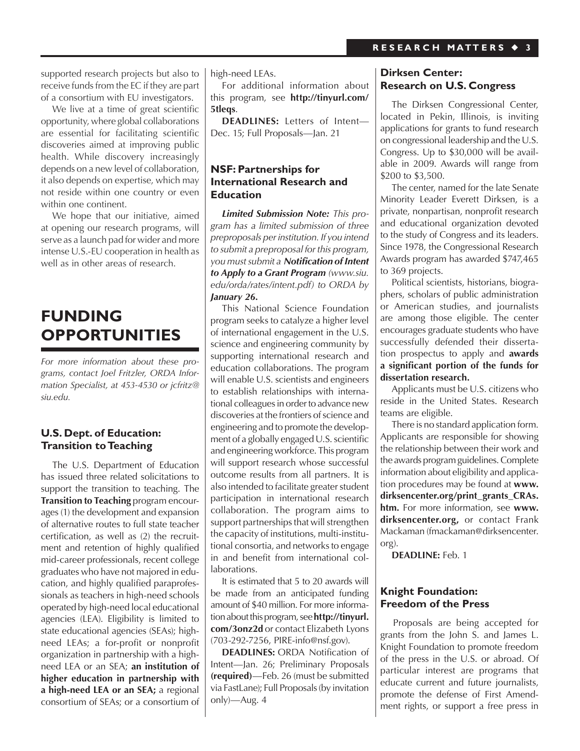supported research projects but also to receive funds from the EC if they are part of a consortium with EU investigators.

We live at a time of great scientific opportunity, where global collaborations are essential for facilitating scientific discoveries aimed at improving public health. While discovery increasingly depends on a new level of collaboration, it also depends on expertise, which may not reside within one country or even within one continent.

We hope that our initiative, aimed at opening our research programs, will serve as a launch pad for wider and more intense U.S.-EU cooperation in health as well as in other areas of research.

# FUNDING OPPORTUNITIES

*For more information about these programs, contact Joel Fritzler, ORDA Information Specialist, at 453-4530 or jcfritz@siu.edu.*

## U.S. Dept. of Education: Transition to Teaching

The U.S. Department of Education has issued three related solicitations to support the transition to teaching. The **Transition to Teaching** program encourages (1) the development and expansion of alternative routes to full state teacher certification, as well as (2) the recruitment and retention of highly qualified mid-career professionals, recent college graduates who have not majored in education, and highly qualified paraprofessionals as teachers in high-need schools operated by high-need local educational agencies (LEA). Eligibility is limited to state educational agencies (SEAs); high-need LEAs; a for-profit or nonprofit organization in partnership with a high-need LEA or an SEA; **an institution of higher education in partnership with a high-need LEA or an SEA;** a regional consortium of SEAs; or a consortium of high-need LEAs.

For additional information about this program, see **http://tinyurl.com/5tleqs**.

**DEADLINES:** Letters of Intent—Dec. 15; Full Proposals—Jan. 21

## NSF: Partnerships for International Research and Education

***Limited Submission Note:*** *This program has a limited submission of three preproposals per institution. If you intend to submit a preproposal for this program, you must submit a* ***Notification of Intent to Apply to a Grant Program*** *(www.siu.edu/orda/rates/intent.pdf) to ORDA by* ***January 26.***

This National Science Foundation program seeks to catalyze a higher level of international engagement in the U.S. science and engineering community by supporting international research and education collaborations. The program will enable U.S. scientists and engineers to establish relationships with international colleagues in order to advance new discoveries at the frontiers of science and engineering and to promote the development of a globally engaged U.S. scientific and engineering workforce. This program will support research whose successful outcome results from all partners. It is also intended to facilitate greater student participation in international research collaboration. The program aims to support partnerships that will strengthen the capacity of institutions, multi-institutional consortia, and networks to engage in and benefit from international collaborations.

It is estimated that 5 to 20 awards will be made from an anticipated funding amount of $40 million. For more information about this program, see **http://tinyurl.com/3onz2d** or contact Elizabeth Lyons (703-292-7256, PIRE-info@nsf.gov).

**DEADLINES:** ORDA Notification of Intent—Jan. 26; Preliminary Proposals **(required)**—Feb. 26 (must be submitted via FastLane); Full Proposals (by invitation only)—Aug. 4

## Dirksen Center: Research on U.S. Congress

The Dirksen Congressional Center, located in Pekin, Illinois, is inviting applications for grants to fund research on congressional leadership and the U.S. Congress. Up to $30,000 will be available in 2009. Awards will range from $200 to $3,500.

The center, named for the late Senate Minority Leader Everett Dirksen, is a private, nonpartisan, nonprofit research and educational organization devoted to the study of Congress and its leaders. Since 1978, the Congressional Research Awards program has awarded $747,465 to 369 projects.

Political scientists, historians, biographers, scholars of public administration or American studies, and journalists are among those eligible. The center encourages graduate students who have successfully defended their dissertation prospectus to apply and **awards a significant portion of the funds for dissertation research.**

Applicants must be U.S. citizens who reside in the United States. Research teams are eligible.

There is no standard application form. Applicants are responsible for showing the relationship between their work and the awards program guidelines. Complete information about eligibility and application procedures may be found at **www.dirksencenter.org/print_grants_CRAs.htm.** For more information, see **www.dirksencenter.org,** or contact Frank Mackaman (fmackaman@dirksencenter.org).

**DEADLINE:** Feb. 1

## Knight Foundation: Freedom of the Press

Proposals are being accepted for grants from the John S. and James L. Knight Foundation to promote freedom of the press in the U.S. or abroad. Of particular interest are programs that educate current and future journalists, promote the defense of First Amendment rights, or support a free press in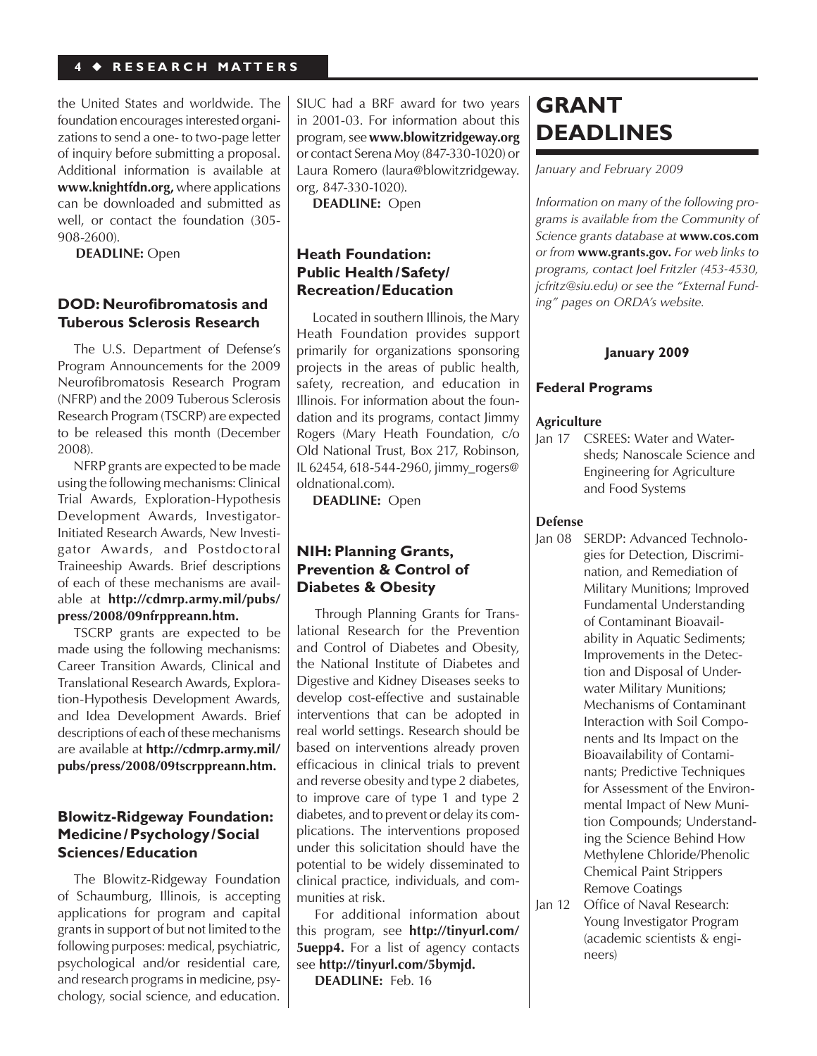the United States and worldwide. The foundation encourages interested organizations to send a one- to two-page letter of inquiry before submitting a proposal. Additional information is available at **www.knightfdn.org,** where applications can be downloaded and submitted as well, or contact the foundation (305-908-2600).

**DEADLINE:** Open

### DOD: Neurofibromatosis and Tuberous Sclerosis Research

The U.S. Department of Defense's Program Announcements for the 2009 Neurofibromatosis Research Program (NFRP) and the 2009 Tuberous Sclerosis Research Program (TSCRP) are expected to be released this month (December 2008).

NFRP grants are expected to be made using the following mechanisms: Clinical Trial Awards, Exploration-Hypothesis Development Awards, Investigator-Initiated Research Awards, New Investigator Awards, and Postdoctoral Traineeship Awards. Brief descriptions of each of these mechanisms are available at **http://cdmrp.army.mil/pubs/press/2008/09nfrppreann.htm.**

TSCRP grants are expected to be made using the following mechanisms: Career Transition Awards, Clinical and Translational Research Awards, Exploration-Hypothesis Development Awards, and Idea Development Awards. Brief descriptions of each of these mechanisms are available at **http://cdmrp.army.mil/pubs/press/2008/09tscrppreann.htm.**

### Blowitz-Ridgeway Foundation: Medicine/Psychology/Social Sciences/Education

The Blowitz-Ridgeway Foundation of Schaumburg, Illinois, is accepting applications for program and capital grants in support of but not limited to the following purposes: medical, psychiatric, psychological and/or residential care, and research programs in medicine, psychology, social science, and education. SIUC had a BRF award for two years in 2001-03. For information about this program, see **www.blowitzridgeway.org** or contact Serena Moy (847-330-1020) or Laura Romero (laura@blowitzridgeway.org, 847-330-1020).

**DEADLINE:** Open

### Heath Foundation: Public Health/Safety/Recreation/Education

Located in southern Illinois, the Mary Heath Foundation provides support primarily for organizations sponsoring projects in the areas of public health, safety, recreation, and education in Illinois. For information about the foundation and its programs, contact Jimmy Rogers (Mary Heath Foundation, c/o Old National Trust, Box 217, Robinson, IL 62454, 618-544-2960, jimmy_rogers@oldnational.com).

**DEADLINE:** Open

### NIH: Planning Grants, Prevention & Control of Diabetes & Obesity

Through Planning Grants for Translational Research for the Prevention and Control of Diabetes and Obesity, the National Institute of Diabetes and Digestive and Kidney Diseases seeks to develop cost-effective and sustainable interventions that can be adopted in real world settings. Research should be based on interventions already proven efficacious in clinical trials to prevent and reverse obesity and type 2 diabetes, to improve care of type 1 and type 2 diabetes, and to prevent or delay its complications. The interventions proposed under this solicitation should have the potential to be widely disseminated to clinical practice, individuals, and communities at risk.

For additional information about this program, see **http://tinyurl.com/5uepp4.** For a list of agency contacts see **http://tinyurl.com/5bymjd.**

**DEADLINE:** Feb. 16

# GRANT DEADLINES

*January and February 2009*

*Information on many of the following programs is available from the Community of Science grants database at* **www.cos.com** *or from* **www.grants.gov.** *For web links to programs, contact Joel Fritzler (453-4530, jcfritz@siu.edu) or see the "External Funding" pages on ORDA's website.*

**January 2009**

**Federal Programs**

**Agriculture**

Jan 17 CSREES: Water and Watersheds; Nanoscale Science and Engineering for Agriculture and Food Systems

**Defense**

Jan 08 SERDP: Advanced Technologies for Detection, Discrimination, and Remediation of Military Munitions; Improved Fundamental Understanding of Contaminant Bioavailability in Aquatic Sediments; Improvements in the Detection and Disposal of Underwater Military Munitions; Mechanisms of Contaminant Interaction with Soil Components and Its Impact on the Bioavailability of Contaminants; Predictive Techniques for Assessment of the Environmental Impact of New Munition Compounds; Understanding the Science Behind How Methylene Chloride/Phenolic Chemical Paint Strippers Remove Coatings

Jan 12 Office of Naval Research: Young Investigator Program (academic scientists & engineers)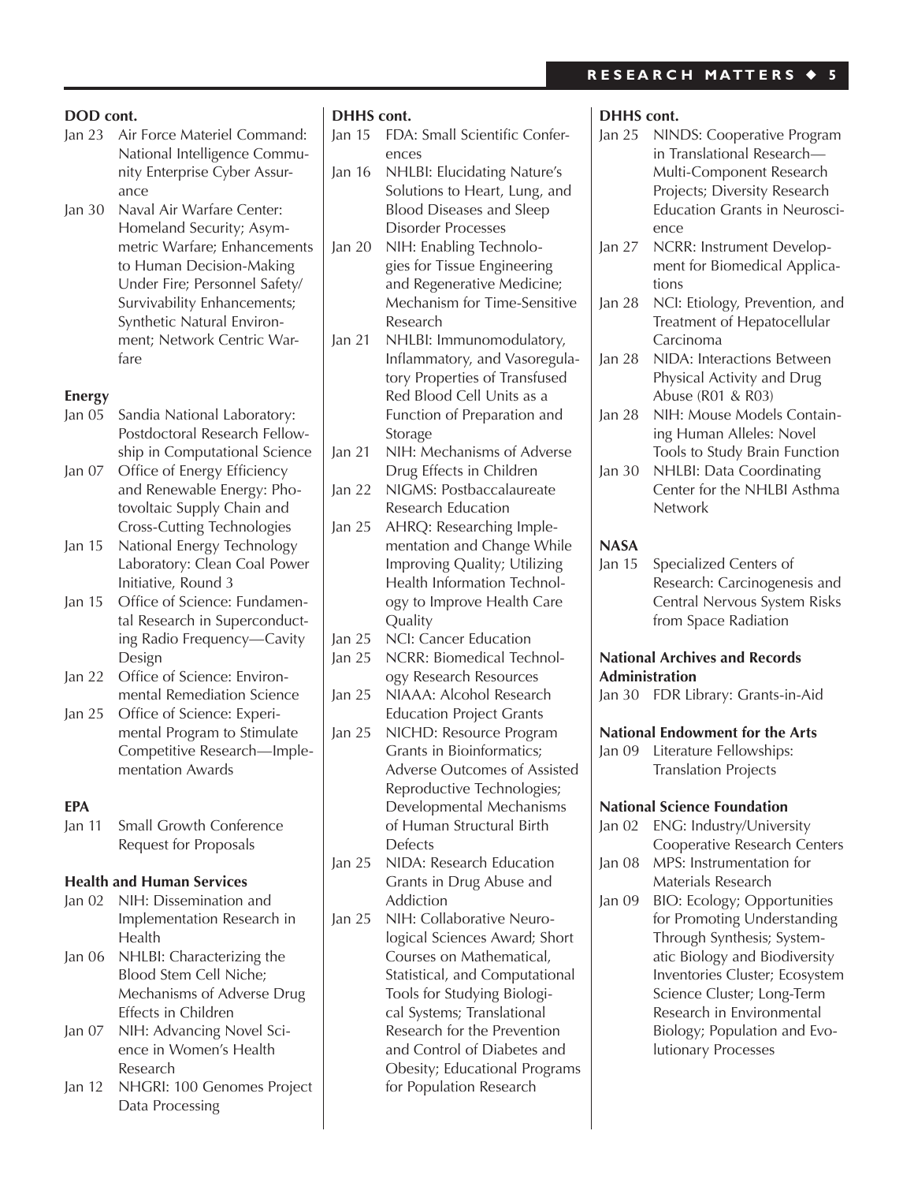### DOD cont.

- Jan 23 Air Force Materiel Command: National Intelligence Community Enterprise Cyber Assurance
- Jan 30 Naval Air Warfare Center: Homeland Security; Asymmetric Warfare; Enhancements to Human Decision-Making Under Fire; Personnel Safety/Survivability Enhancements; Synthetic Natural Environment; Network Centric Warfare

### Energy

- Jan 05 Sandia National Laboratory: Postdoctoral Research Fellowship in Computational Science
- Jan 07 Office of Energy Efficiency and Renewable Energy: Photovoltaic Supply Chain and Cross-Cutting Technologies
- Jan 15 National Energy Technology Laboratory: Clean Coal Power Initiative, Round 3
- Jan 15 Office of Science: Fundamental Research in Superconducting Radio Frequency—Cavity Design
- Jan 22 Office of Science: Environmental Remediation Science
- Jan 25 Office of Science: Experimental Program to Stimulate Competitive Research—Implementation Awards

### EPA

- Jan 11 Small Growth Conference Request for Proposals

### Health and Human Services

- Jan 02 NIH: Dissemination and Implementation Research in Health
- Jan 06 NHLBI: Characterizing the Blood Stem Cell Niche; Mechanisms of Adverse Drug Effects in Children
- Jan 07 NIH: Advancing Novel Science in Women's Health Research
- Jan 12 NHGRI: 100 Genomes Project Data Processing

### DHHS cont.

- Jan 15 FDA: Small Scientific Conferences
- Jan 16 NHLBI: Elucidating Nature's Solutions to Heart, Lung, and Blood Diseases and Sleep Disorder Processes
- Jan 20 NIH: Enabling Technologies for Tissue Engineering and Regenerative Medicine; Mechanism for Time-Sensitive Research
- Jan 21 NHLBI: Immunomodulatory, Inflammatory, and Vasoregulatory Properties of Transfused Red Blood Cell Units as a Function of Preparation and Storage
- Jan 21 NIH: Mechanisms of Adverse Drug Effects in Children
- Jan 22 NIGMS: Postbaccalaureate Research Education
- Jan 25 AHRQ: Researching Implementation and Change While Improving Quality; Utilizing Health Information Technology to Improve Health Care Quality
- Jan 25 NCI: Cancer Education
- Jan 25 NCRR: Biomedical Technology Research Resources
- Jan 25 NIAAA: Alcohol Research Education Project Grants
- Jan 25 NICHD: Resource Program Grants in Bioinformatics; Adverse Outcomes of Assisted Reproductive Technologies; Developmental Mechanisms of Human Structural Birth Defects
- Jan 25 NIDA: Research Education Grants in Drug Abuse and Addiction
- Jan 25 NIH: Collaborative Neurological Sciences Award; Short Courses on Mathematical, Statistical, and Computational Tools for Studying Biological Systems; Translational Research for the Prevention and Control of Diabetes and Obesity; Educational Programs for Population Research

### DHHS cont.

- Jan 25 NINDS: Cooperative Program in Translational Research—Multi-Component Research Projects; Diversity Research Education Grants in Neuroscience
- Jan 27 NCRR: Instrument Development for Biomedical Applications
- Jan 28 NCI: Etiology, Prevention, and Treatment of Hepatocellular Carcinoma
- Jan 28 NIDA: Interactions Between Physical Activity and Drug Abuse (R01 & R03)
- Jan 28 NIH: Mouse Models Containing Human Alleles: Novel Tools to Study Brain Function
- Jan 30 NHLBI: Data Coordinating Center for the NHLBI Asthma Network

### NASA

- Jan 15 Specialized Centers of Research: Carcinogenesis and Central Nervous System Risks from Space Radiation

### National Archives and Records Administration

- Jan 30 FDR Library: Grants-in-Aid

### National Endowment for the Arts

- Jan 09 Literature Fellowships: Translation Projects

### National Science Foundation

- Jan 02 ENG: Industry/University Cooperative Research Centers
- Jan 08 MPS: Instrumentation for Materials Research
- Jan 09 BIO: Ecology; Opportunities for Promoting Understanding Through Synthesis; Systematic Biology and Biodiversity Inventories Cluster; Ecosystem Science Cluster; Long-Term Research in Environmental Biology; Population and Evolutionary Processes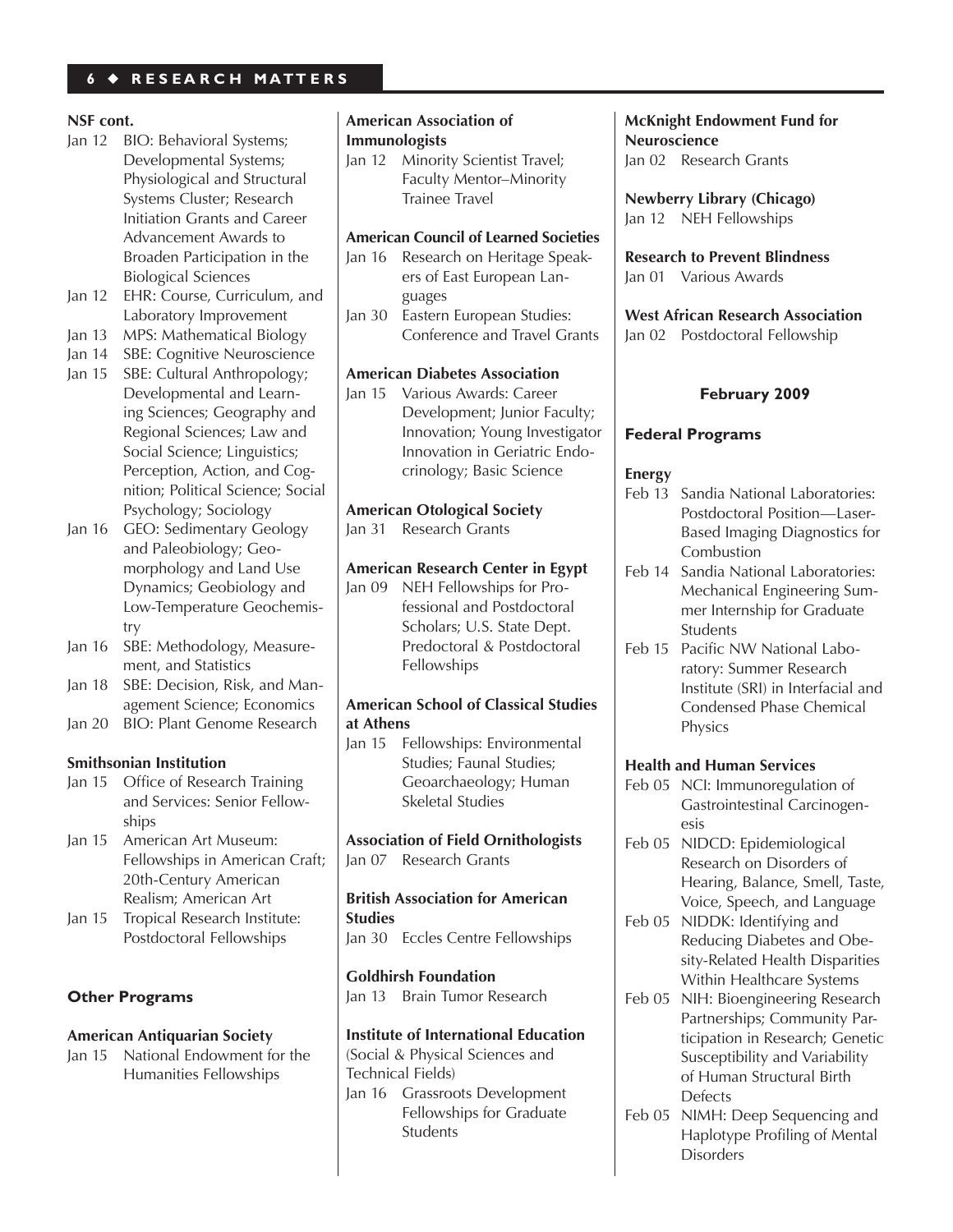**NSF cont.**

- Jan 12 BIO: Behavioral Systems; Developmental Systems; Physiological and Structural Systems Cluster; Research Initiation Grants and Career Advancement Awards to Broaden Participation in the Biological Sciences
- Jan 12 EHR: Course, Curriculum, and Laboratory Improvement
- Jan 13 MPS: Mathematical Biology
- Jan 14 SBE: Cognitive Neuroscience
- Jan 15 SBE: Cultural Anthropology; Developmental and Learning Sciences; Geography and Regional Sciences; Law and Social Science; Linguistics; Perception, Action, and Cognition; Political Science; Social Psychology; Sociology
- Jan 16 GEO: Sedimentary Geology and Paleobiology; Geomorphology and Land Use Dynamics; Geobiology and Low-Temperature Geochemistry
- Jan 16 SBE: Methodology, Measurement, and Statistics
- Jan 18 SBE: Decision, Risk, and Management Science; Economics
- Jan 20 BIO: Plant Genome Research

**Smithsonian Institution**

- Jan 15 Office of Research Training and Services: Senior Fellowships
- Jan 15 American Art Museum: Fellowships in American Craft; 20th-Century American Realism; American Art
- Jan 15 Tropical Research Institute: Postdoctoral Fellowships

### Other Programs

**American Antiquarian Society**

- Jan 15 National Endowment for the Humanities Fellowships

**American Association of Immunologists**

- Jan 12 Minority Scientist Travel; Faculty Mentor–Minority Trainee Travel

**American Council of Learned Societies**

- Jan 16 Research on Heritage Speakers of East European Languages
- Jan 30 Eastern European Studies: Conference and Travel Grants

**American Diabetes Association**

- Jan 15 Various Awards: Career Development; Junior Faculty; Innovation; Young Investigator Innovation in Geriatric Endocrinology; Basic Science

**American Otological Society**

- Jan 31 Research Grants

**American Research Center in Egypt**

- Jan 09 NEH Fellowships for Professional and Postdoctoral Scholars; U.S. State Dept. Predoctoral & Postdoctoral Fellowships

**American School of Classical Studies at Athens**

- Jan 15 Fellowships: Environmental Studies; Faunal Studies; Geoarchaeology; Human Skeletal Studies

**Association of Field Ornithologists**

- Jan 07 Research Grants

**British Association for American Studies**

- Jan 30 Eccles Centre Fellowships

**Goldhirsh Foundation**

- Jan 13 Brain Tumor Research

**Institute of International Education**
(Social & Physical Sciences and Technical Fields)

- Jan 16 Grassroots Development Fellowships for Graduate Students

**McKnight Endowment Fund for Neuroscience**

- Jan 02 Research Grants

**Newberry Library (Chicago)**

- Jan 12 NEH Fellowships

**Research to Prevent Blindness**

- Jan 01 Various Awards

**West African Research Association**

- Jan 02 Postdoctoral Fellowship

## February 2009

### Federal Programs

**Energy**

- Feb 13 Sandia National Laboratories: Postdoctoral Position—Laser-Based Imaging Diagnostics for Combustion
- Feb 14 Sandia National Laboratories: Mechanical Engineering Summer Internship for Graduate Students
- Feb 15 Pacific NW National Laboratory: Summer Research Institute (SRI) in Interfacial and Condensed Phase Chemical Physics

**Health and Human Services**

- Feb 05 NCI: Immunoregulation of Gastrointestinal Carcinogenesis
- Feb 05 NIDCD: Epidemiological Research on Disorders of Hearing, Balance, Smell, Taste, Voice, Speech, and Language
- Feb 05 NIDDK: Identifying and Reducing Diabetes and Obesity-Related Health Disparities Within Healthcare Systems
- Feb 05 NIH: Bioengineering Research Partnerships; Community Participation in Research; Genetic Susceptibility and Variability of Human Structural Birth Defects
- Feb 05 NIMH: Deep Sequencing and Haplotype Profiling of Mental Disorders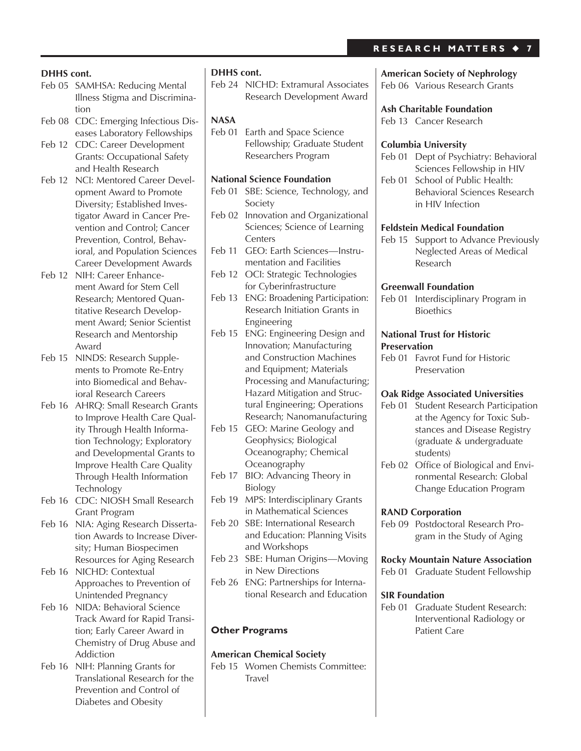**DHHS cont.**

- Feb 05 SAMHSA: Reducing Mental Illness Stigma and Discrimination
- Feb 08 CDC: Emerging Infectious Diseases Laboratory Fellowships
- Feb 12 CDC: Career Development Grants: Occupational Safety and Health Research
- Feb 12 NCI: Mentored Career Development Award to Promote Diversity; Established Investigator Award in Cancer Prevention and Control; Cancer Prevention, Control, Behavioral, and Population Sciences Career Development Awards
- Feb 12 NIH: Career Enhancement Award for Stem Cell Research; Mentored Quantitative Research Development Award; Senior Scientist Research and Mentorship Award
- Feb 15 NINDS: Research Supplements to Promote Re-Entry into Biomedical and Behavioral Research Careers
- Feb 16 AHRQ: Small Research Grants to Improve Health Care Quality Through Health Information Technology; Exploratory and Developmental Grants to Improve Health Care Quality Through Health Information Technology
- Feb 16 CDC: NIOSH Small Research Grant Program
- Feb 16 NIA: Aging Research Dissertation Awards to Increase Diversity; Human Biospecimen Resources for Aging Research
- Feb 16 NICHD: Contextual Approaches to Prevention of Unintended Pregnancy
- Feb 16 NIDA: Behavioral Science Track Award for Rapid Transition; Early Career Award in Chemistry of Drug Abuse and Addiction
- Feb 16 NIH: Planning Grants for Translational Research for the Prevention and Control of Diabetes and Obesity

**DHHS cont.**

- Feb 24 NICHD: Extramural Associates Research Development Award

**NASA**

- Feb 01 Earth and Space Science Fellowship; Graduate Student Researchers Program

**National Science Foundation**

- Feb 01 SBE: Science, Technology, and Society
- Feb 02 Innovation and Organizational Sciences; Science of Learning Centers
- Feb 11 GEO: Earth Sciences—Instrumentation and Facilities
- Feb 12 OCI: Strategic Technologies for Cyberinfrastructure
- Feb 13 ENG: Broadening Participation: Research Initiation Grants in Engineering
- Feb 15 ENG: Engineering Design and Innovation; Manufacturing and Construction Machines and Equipment; Materials Processing and Manufacturing; Hazard Mitigation and Structural Engineering; Operations Research; Nanomanufacturing
- Feb 15 GEO: Marine Geology and Geophysics; Biological Oceanography; Chemical Oceanography
- Feb 17 BIO: Advancing Theory in Biology
- Feb 19 MPS: Interdisciplinary Grants in Mathematical Sciences
- Feb 20 SBE: International Research and Education: Planning Visits and Workshops
- Feb 23 SBE: Human Origins—Moving in New Directions
- Feb 26 ENG: Partnerships for International Research and Education

## Other Programs

**American Chemical Society**

- Feb 15 Women Chemists Committee: Travel

**American Society of Nephrology**

- Feb 06 Various Research Grants

**Ash Charitable Foundation**

- Feb 13 Cancer Research

**Columbia University**

- Feb 01 Dept of Psychiatry: Behavioral Sciences Fellowship in HIV
- Feb 01 School of Public Health: Behavioral Sciences Research in HIV Infection

**Feldstein Medical Foundation**

- Feb 15 Support to Advance Previously Neglected Areas of Medical Research

**Greenwall Foundation**

- Feb 01 Interdisciplinary Program in Bioethics

**National Trust for Historic Preservation**

- Feb 01 Favrot Fund for Historic Preservation

**Oak Ridge Associated Universities**

- Feb 01 Student Research Participation at the Agency for Toxic Substances and Disease Registry (graduate & undergraduate students)
- Feb 02 Office of Biological and Environmental Research: Global Change Education Program

**RAND Corporation**

- Feb 09 Postdoctoral Research Program in the Study of Aging

**Rocky Mountain Nature Association**

- Feb 01 Graduate Student Fellowship

**SIR Foundation**

- Feb 01 Graduate Student Research: Interventional Radiology or Patient Care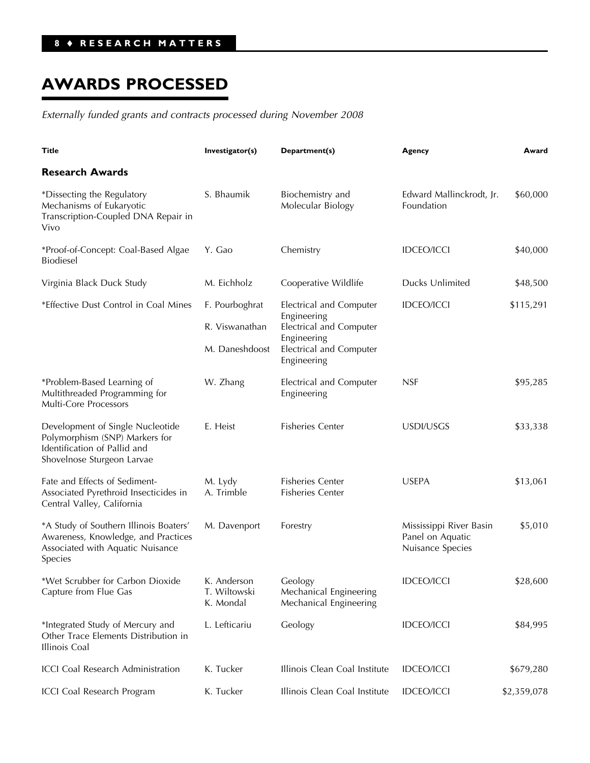# AWARDS PROCESSED

*Externally funded grants and contracts processed during November 2008*

| Title | Investigator(s) | Department(s) | Agency | Award |
|---|---|---|---|---|
| **Research Awards** | | | | |
| *Dissecting the Regulatory Mechanisms of Eukaryotic Transcription-Coupled DNA Repair in Vivo | S. Bhaumik | Biochemistry and Molecular Biology | Edward Mallinckrodt, Jr. Foundation | $60,000 |
| *Proof-of-Concept: Coal-Based Algae Biodiesel | Y. Gao | Chemistry | IDCEO/ICCI | $40,000 |
| Virginia Black Duck Study | M. Eichholz | Cooperative Wildlife | Ducks Unlimited | $48,500 |
| *Effective Dust Control in Coal Mines | F. Pourboghrat<br>R. Viswanathan<br>M. Daneshdoost | Electrical and Computer Engineering<br>Electrical and Computer Engineering<br>Electrical and Computer Engineering | IDCEO/ICCI | $115,291 |
| *Problem-Based Learning of Multithreaded Programming for Multi-Core Processors | W. Zhang | Electrical and Computer Engineering | NSF | $95,285 |
| Development of Single Nucleotide Polymorphism (SNP) Markers for Identification of Pallid and Shovelnose Sturgeon Larvae | E. Heist | Fisheries Center | USDI/USGS | $33,338 |
| Fate and Effects of Sediment-Associated Pyrethroid Insecticides in Central Valley, California | M. Lydy<br>A. Trimble | Fisheries Center<br>Fisheries Center | USEPA | $13,061 |
| *A Study of Southern Illinois Boaters' Awareness, Knowledge, and Practices Associated with Aquatic Nuisance Species | M. Davenport | Forestry | Mississippi River Basin Panel on Aquatic Nuisance Species | $5,010 |
| *Wet Scrubber for Carbon Dioxide Capture from Flue Gas | K. Anderson<br>T. Wiltowski<br>K. Mondal | Geology<br>Mechanical Engineering<br>Mechanical Engineering | IDCEO/ICCI | $28,600 |
| *Integrated Study of Mercury and Other Trace Elements Distribution in Illinois Coal | L. Lefticariu | Geology | IDCEO/ICCI | $84,995 |
| ICCI Coal Research Administration | K. Tucker | Illinois Clean Coal Institute | IDCEO/ICCI | $679,280 |
| ICCI Coal Research Program | K. Tucker | Illinois Clean Coal Institute | IDCEO/ICCI | $2,359,078 |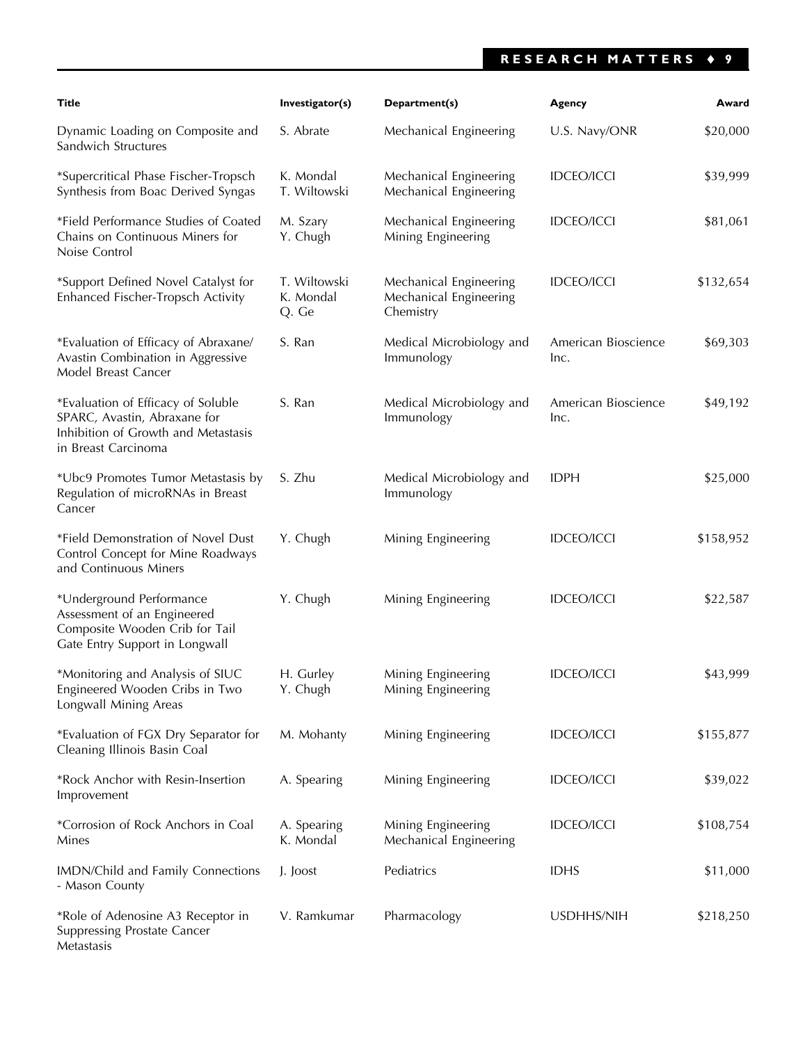| Title | Investigator(s) | Department(s) | Agency | Award |
|---|---|---|---|---|
| Dynamic Loading on Composite and Sandwich Structures | S. Abrate | Mechanical Engineering | U.S. Navy/ONR | $20,000 |
| *Supercritical Phase Fischer-Tropsch Synthesis from Boac Derived Syngas | K. Mondal<br>T. Wiltowski | Mechanical Engineering<br>Mechanical Engineering | IDCEO/ICCI | $39,999 |
| *Field Performance Studies of Coated Chains on Continuous Miners for Noise Control | M. Szary<br>Y. Chugh | Mechanical Engineering<br>Mining Engineering | IDCEO/ICCI | $81,061 |
| *Support Defined Novel Catalyst for Enhanced Fischer-Tropsch Activity | T. Wiltowski<br>K. Mondal<br>Q. Ge | Mechanical Engineering<br>Mechanical Engineering<br>Chemistry | IDCEO/ICCI | $132,654 |
| *Evaluation of Efficacy of Abraxane/ Avastin Combination in Aggressive Model Breast Cancer | S. Ran | Medical Microbiology and Immunology | American Bioscience Inc. | $69,303 |
| *Evaluation of Efficacy of Soluble SPARC, Avastin, Abraxane for Inhibition of Growth and Metastasis in Breast Carcinoma | S. Ran | Medical Microbiology and Immunology | American Bioscience Inc. | $49,192 |
| *Ubc9 Promotes Tumor Metastasis by Regulation of microRNAs in Breast Cancer | S. Zhu | Medical Microbiology and Immunology | IDPH | $25,000 |
| *Field Demonstration of Novel Dust Control Concept for Mine Roadways and Continuous Miners | Y. Chugh | Mining Engineering | IDCEO/ICCI | $158,952 |
| *Underground Performance Assessment of an Engineered Composite Wooden Crib for Tail Gate Entry Support in Longwall | Y. Chugh | Mining Engineering | IDCEO/ICCI | $22,587 |
| *Monitoring and Analysis of SIUC Engineered Wooden Cribs in Two Longwall Mining Areas | H. Gurley<br>Y. Chugh | Mining Engineering<br>Mining Engineering | IDCEO/ICCI | $43,999 |
| *Evaluation of FGX Dry Separator for Cleaning Illinois Basin Coal | M. Mohanty | Mining Engineering | IDCEO/ICCI | $155,877 |
| *Rock Anchor with Resin-Insertion Improvement | A. Spearing | Mining Engineering | IDCEO/ICCI | $39,022 |
| *Corrosion of Rock Anchors in Coal Mines | A. Spearing<br>K. Mondal | Mining Engineering<br>Mechanical Engineering | IDCEO/ICCI | $108,754 |
| IMDN/Child and Family Connections - Mason County | J. Joost | Pediatrics | IDHS | $11,000 |
| *Role of Adenosine A3 Receptor in Suppressing Prostate Cancer Metastasis | V. Ramkumar | Pharmacology | USDHHS/NIH | $218,250 |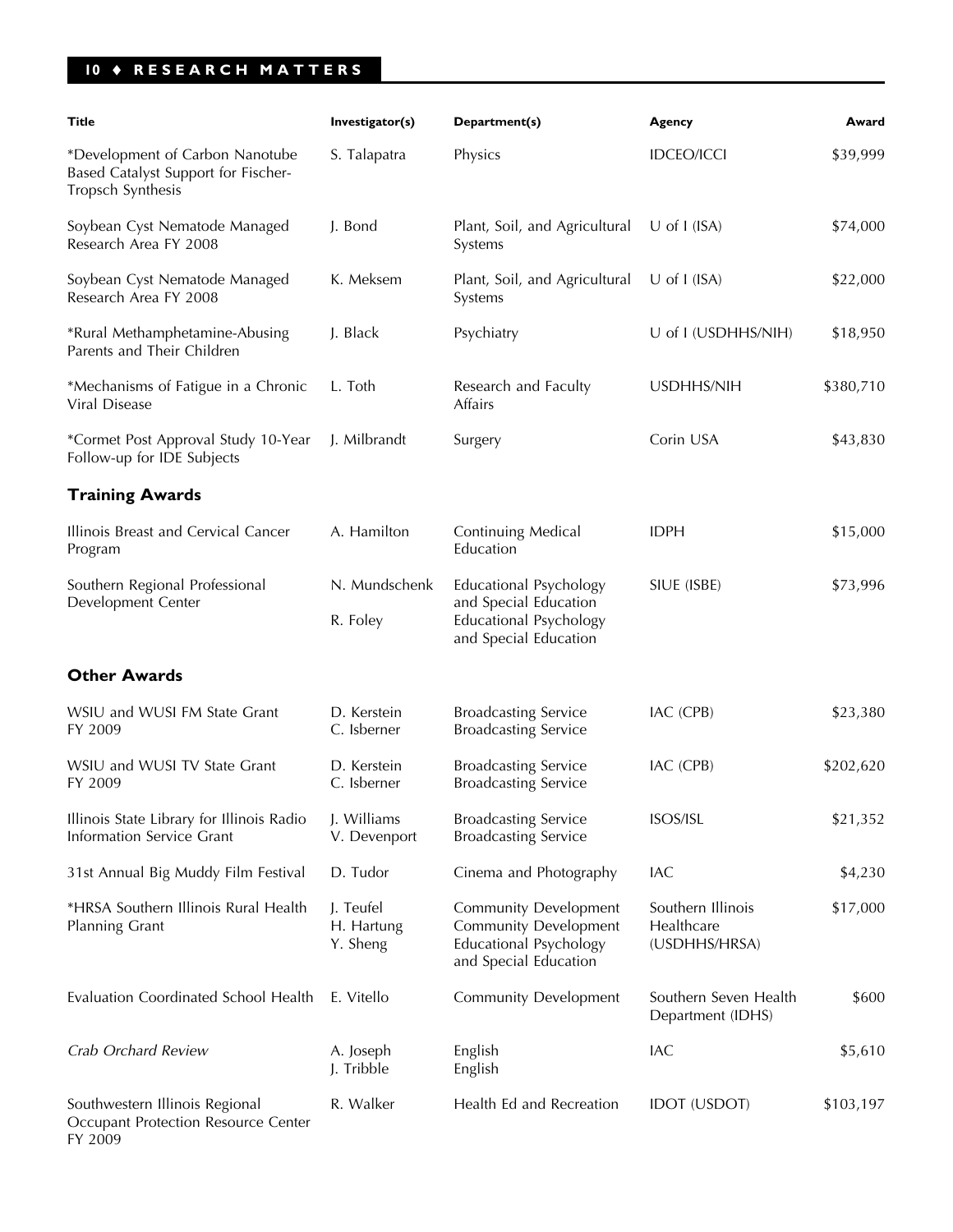| Title | Investigator(s) | Department(s) | Agency | Award |
|---|---|---|---|---|
| *Development of Carbon Nanotube Based Catalyst Support for Fischer-Tropsch Synthesis | S. Talapatra | Physics | IDCEO/ICCI | $39,999 |
| Soybean Cyst Nematode Managed Research Area FY 2008 | J. Bond | Plant, Soil, and Agricultural Systems | U of I (ISA) | $74,000 |
| Soybean Cyst Nematode Managed Research Area FY 2008 | K. Meksem | Plant, Soil, and Agricultural Systems | U of I (ISA) | $22,000 |
| *Rural Methamphetamine-Abusing Parents and Their Children | J. Black | Psychiatry | U of I (USDHHS/NIH) | $18,950 |
| *Mechanisms of Fatigue in a Chronic Viral Disease | L. Toth | Research and Faculty Affairs | USDHHS/NIH | $380,710 |
| *Cormet Post Approval Study 10-Year Follow-up for IDE Subjects | J. Milbrandt | Surgery | Corin USA | $43,830 |

## Training Awards

| Title | Investigator(s) | Department(s) | Agency | Award |
|---|---|---|---|---|
| Illinois Breast and Cervical Cancer Program | A. Hamilton | Continuing Medical Education | IDPH | $15,000 |
| Southern Regional Professional Development Center | N. Mundschenk<br>R. Foley | Educational Psychology and Special Education<br>Educational Psychology and Special Education | SIUE (ISBE) | $73,996 |

## Other Awards

| Title | Investigator(s) | Department(s) | Agency | Award |
|---|---|---|---|---|
| WSIU and WUSI FM State Grant FY 2009 | D. Kerstein<br>C. Isberner | Broadcasting Service<br>Broadcasting Service | IAC (CPB) | $23,380 |
| WSIU and WUSI TV State Grant FY 2009 | D. Kerstein<br>C. Isberner | Broadcasting Service<br>Broadcasting Service | IAC (CPB) | $202,620 |
| Illinois State Library for Illinois Radio Information Service Grant | J. Williams<br>V. Devenport | Broadcasting Service<br>Broadcasting Service | ISOS/ISL | $21,352 |
| 31st Annual Big Muddy Film Festival | D. Tudor | Cinema and Photography | IAC | $4,230 |
| *HRSA Southern Illinois Rural Health Planning Grant | J. Teufel<br>H. Hartung<br>Y. Sheng | Community Development<br>Community Development<br>Educational Psychology and Special Education | Southern Illinois Healthcare (USDHHS/HRSA) | $17,000 |
| Evaluation Coordinated School Health | E. Vitello | Community Development | Southern Seven Health Department (IDHS) | $600 |
| *Crab Orchard Review* | A. Joseph<br>J. Tribble | English<br>English | IAC | $5,610 |
| Southwestern Illinois Regional Occupant Protection Resource Center FY 2009 | R. Walker | Health Ed and Recreation | IDOT (USDOT) | $103,197 |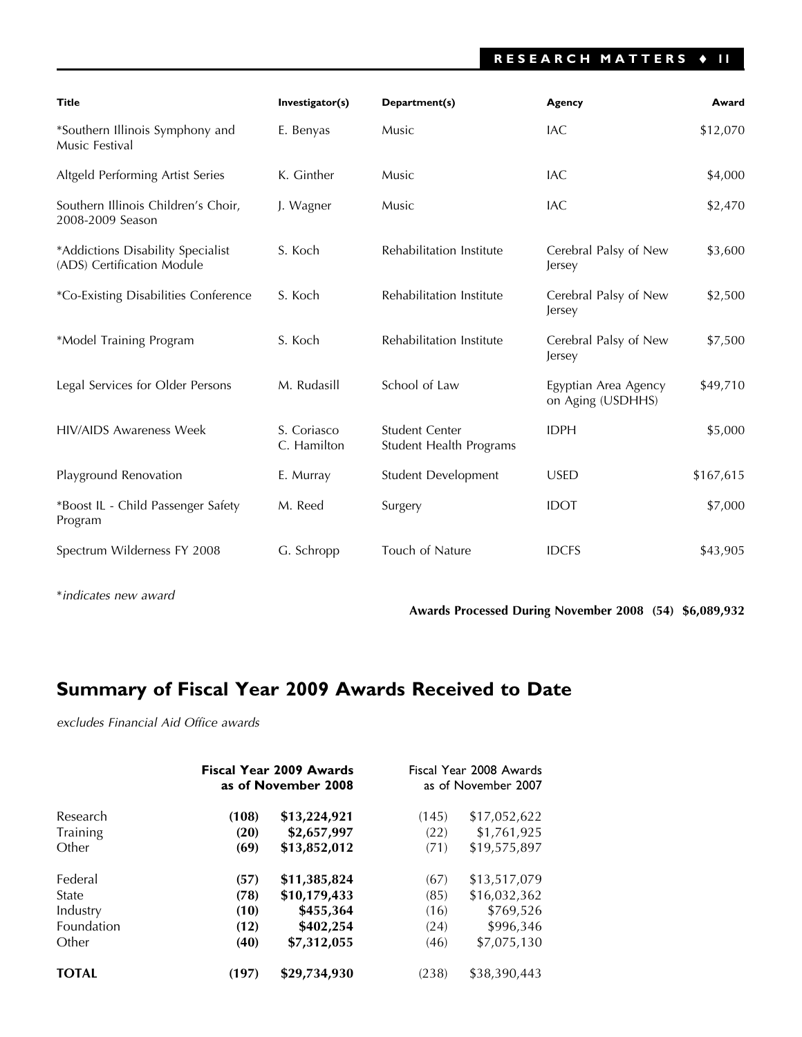| Title | Investigator(s) | Department(s) | Agency | Award |
|---|---|---|---|---|
| *Southern Illinois Symphony and Music Festival | E. Benyas | Music | IAC | $12,070 |
| Altgeld Performing Artist Series | K. Ginther | Music | IAC | $4,000 |
| Southern Illinois Children's Choir, 2008-2009 Season | J. Wagner | Music | IAC | $2,470 |
| *Addictions Disability Specialist (ADS) Certification Module | S. Koch | Rehabilitation Institute | Cerebral Palsy of New Jersey | $3,600 |
| *Co-Existing Disabilities Conference | S. Koch | Rehabilitation Institute | Cerebral Palsy of New Jersey | $2,500 |
| *Model Training Program | S. Koch | Rehabilitation Institute | Cerebral Palsy of New Jersey | $7,500 |
| Legal Services for Older Persons | M. Rudasill | School of Law | Egyptian Area Agency on Aging (USDHHS) | $49,710 |
| HIV/AIDS Awareness Week | S. Coriasco C. Hamilton | Student Center Student Health Programs | IDPH | $5,000 |
| Playground Renovation | E. Murray | Student Development | USED | $167,615 |
| *Boost IL - Child Passenger Safety Program | M. Reed | Surgery | IDOT | $7,000 |
| Spectrum Wilderness FY 2008 | G. Schropp | Touch of Nature | IDCFS | $43,905 |

*\*indicates new award*

**Awards Processed During November 2008 (54) $6,089,932**

## Summary of Fiscal Year 2009 Awards Received to Date

*excludes Financial Aid Office awards*

| | **Fiscal Year 2009 Awards as of November 2008** | | Fiscal Year 2008 Awards as of November 2007 | |
|---|---|---|---|---|
| Research | **(108)** | **$13,224,921** | (145) | $17,052,622 |
| Training | **(20)** | **$2,657,997** | (22) | $1,761,925 |
| Other | **(69)** | **$13,852,012** | (71) | $19,575,897 |
| | | | | |
| Federal | **(57)** | **$11,385,824** | (67) | $13,517,079 |
| State | **(78)** | **$10,179,433** | (85) | $16,032,362 |
| Industry | **(10)** | **$455,364** | (16) | $769,526 |
| Foundation | **(12)** | **$402,254** | (24) | $996,346 |
| Other | **(40)** | **$7,312,055** | (46) | $7,075,130 |
| | | | | |
| **TOTAL** | **(197)** | **$29,734,930** | (238) | $38,390,443 |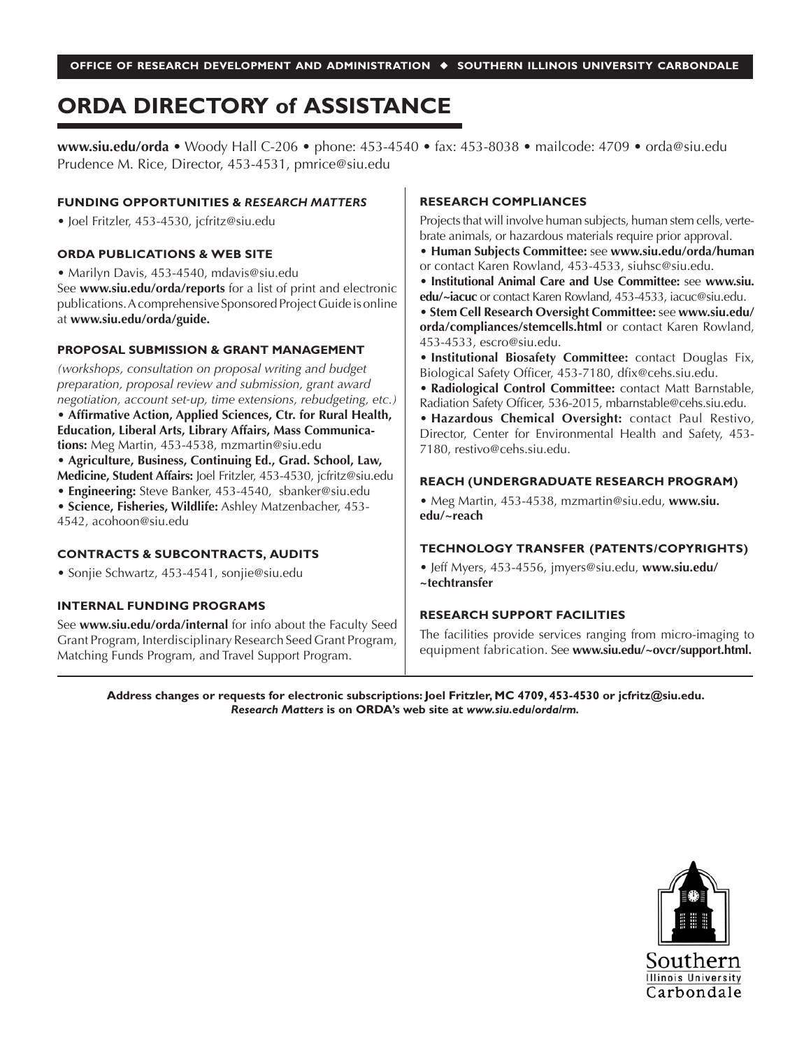**OFFICE OF RESEARCH DEVELOPMENT AND ADMINISTRATION ◆ SOUTHERN ILLINOIS UNIVERSITY CARBONDALE**

# ORDA DIRECTORY of ASSISTANCE

**www.siu.edu/orda** • Woody Hall C-206 • phone: 453-4540 • fax: 453-8038 • mailcode: 4709 • orda@siu.edu
Prudence M. Rice, Director, 453-4531, pmrice@siu.edu

### FUNDING OPPORTUNITIES & *RESEARCH MATTERS*

- Joel Fritzler, 453-4530, jcfritz@siu.edu

### ORDA PUBLICATIONS & WEB SITE

- Marilyn Davis, 453-4540, mdavis@siu.edu

See **www.siu.edu/orda/reports** for a list of print and electronic publications. A comprehensive Sponsored Project Guide is online at **www.siu.edu/orda/guide.**

### PROPOSAL SUBMISSION & GRANT MANAGEMENT

*(workshops, consultation on proposal writing and budget preparation, proposal review and submission, grant award negotiation, account set-up, time extensions, rebudgeting, etc.)*

- **Affirmative Action, Applied Sciences, Ctr. for Rural Health, Education, Liberal Arts, Library Affairs, Mass Communications:** Meg Martin, 453-4538, mzmartin@siu.edu
- **Agriculture, Business, Continuing Ed., Grad. School, Law, Medicine, Student Affairs:** Joel Fritzler, 453-4530, jcfritz@siu.edu
- **Engineering:** Steve Banker, 453-4540, sbanker@siu.edu
- **Science, Fisheries, Wildlife:** Ashley Matzenbacher, 453-4542, acohoon@siu.edu

### CONTRACTS & SUBCONTRACTS, AUDITS

- Sonjie Schwartz, 453-4541, sonjie@siu.edu

### INTERNAL FUNDING PROGRAMS

See **www.siu.edu/orda/internal** for info about the Faculty Seed Grant Program, Interdisciplinary Research Seed Grant Program, Matching Funds Program, and Travel Support Program.

### RESEARCH COMPLIANCES

Projects that will involve human subjects, human stem cells, vertebrate animals, or hazardous materials require prior approval.

- **Human Subjects Committee:** see **www.siu.edu/orda/human** or contact Karen Rowland, 453-4533, siuhsc@siu.edu.
- **Institutional Animal Care and Use Committee:** see **www.siu.edu/~iacuc** or contact Karen Rowland, 453-4533, iacuc@siu.edu.
- **Stem Cell Research Oversight Committee:** see **www.siu.edu/orda/compliances/stemcells.html** or contact Karen Rowland, 453-4533, escro@siu.edu.
- **Institutional Biosafety Committee:** contact Douglas Fix, Biological Safety Officer, 453-7180, dfix@cehs.siu.edu.
- **Radiological Control Committee:** contact Matt Barnstable, Radiation Safety Officer, 536-2015, mbarnstable@cehs.siu.edu.
- **Hazardous Chemical Oversight:** contact Paul Restivo, Director, Center for Environmental Health and Safety, 453-7180, restivo@cehs.siu.edu.

### REACH (UNDERGRADUATE RESEARCH PROGRAM)

- Meg Martin, 453-4538, mzmartin@siu.edu, **www.siu.edu/~reach**

### TECHNOLOGY TRANSFER (PATENTS/COPYRIGHTS)

- Jeff Myers, 453-4556, jmyers@siu.edu, **www.siu.edu/~techtransfer**

### RESEARCH SUPPORT FACILITIES

The facilities provide services ranging from micro-imaging to equipment fabrication. See **www.siu.edu/~ovcr/support.html.**

---

**Address changes or requests for electronic subscriptions: Joel Fritzler, MC 4709, 453-4530 or jcfritz@siu.edu.**
***Research Matters*** **is on ORDA's web site at** ***www.siu.edu/orda/rm.***

Southern Illinois University Carbondale